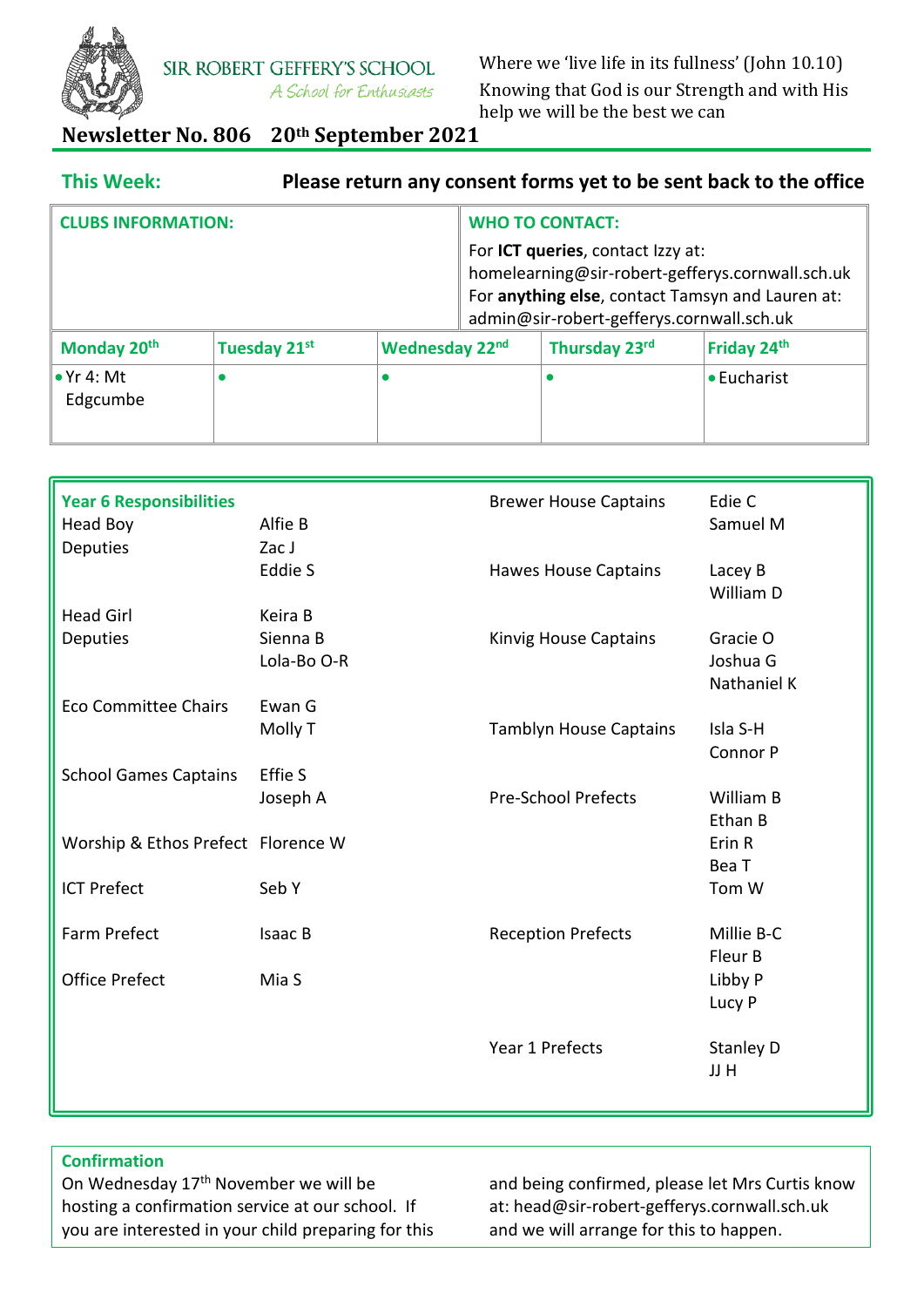SIR ROBERT GEFFERY'S SCHOOL

*A School for Enthusiasts*

Where we 'live life in its fullness' (John 10.10)
Knowing that God is our Strength and with His help we will be the best we can

# Newsletter No. 806 20th September 2021

**This Week:** **Please return any consent forms yet to be sent back to the office**

| CLUBS INFORMATION: | | | WHO TO CONTACT: For **ICT queries**, contact Izzy at: homelearning@sir-robert-gefferys.cornwall.sch.uk For **anything else**, contact Tamsyn and Lauren at: admin@sir-robert-gefferys.cornwall.sch.uk | |
|---|---|---|---|---|
| **Monday 20th** | **Tuesday 21st** | **Wednesday 22nd** | **Thursday 23rd** | **Friday 24th** |
| • Yr 4: Mt Edgcumbe | • | • | • | • Eucharist |

## Year 6 Responsibilities

| Role | Name(s) |
|---|---|
| Head Boy | Alfie B |
| Deputies | Zac J, Eddie S |
| Head Girl | Keira B |
| Deputies | Sienna B, Lola-Bo O-R |
| Eco Committee Chairs | Ewan G, Molly T |
| School Games Captains | Effie S, Joseph A |
| Worship & Ethos Prefect | Florence W |
| ICT Prefect | Seb Y |
| Farm Prefect | Isaac B |
| Office Prefect | Mia S |
| Brewer House Captains | Edie C, Samuel M |
| Hawes House Captains | Lacey B, William D |
| Kinvig House Captains | Gracie O, Joshua G, Nathaniel K |
| Tamblyn House Captains | Isla S-H, Connor P |
| Pre-School Prefects | William B, Ethan B, Erin R, Bea T, Tom W |
| Reception Prefects | Millie B-C, Fleur B, Libby P, Lucy P |
| Year 1 Prefects | Stanley D, JJ H |

## Confirmation

On Wednesday 17th November we will be hosting a confirmation service at our school. If you are interested in your child preparing for this and being confirmed, please let Mrs Curtis know at: head@sir-robert-gefferys.cornwall.sch.uk and we will arrange for this to happen.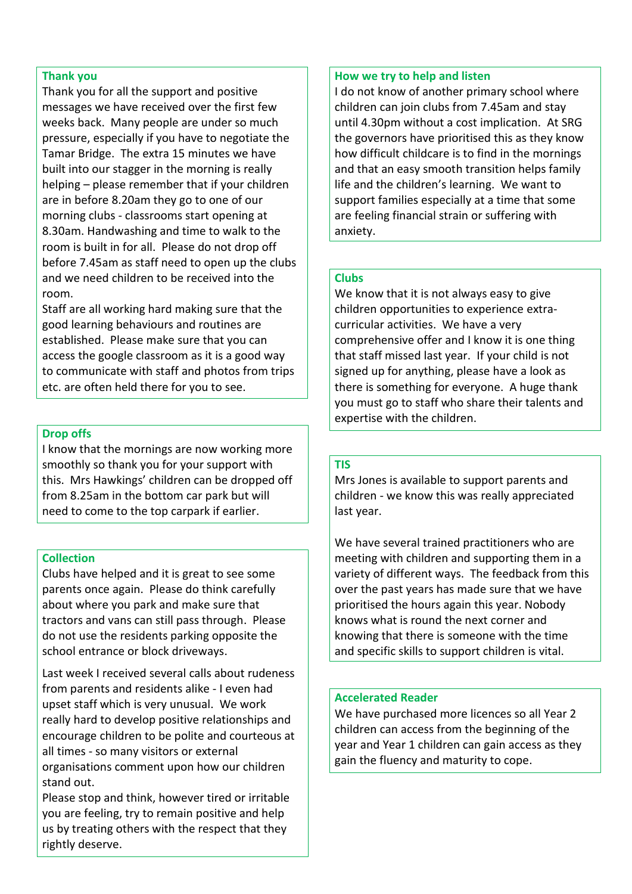## Thank you

Thank you for all the support and positive messages we have received over the first few weeks back. Many people are under so much pressure, especially if you have to negotiate the Tamar Bridge. The extra 15 minutes we have built into our stagger in the morning is really helping – please remember that if your children are in before 8.20am they go to one of our morning clubs - classrooms start opening at 8.30am. Handwashing and time to walk to the room is built in for all. Please do not drop off before 7.45am as staff need to open up the clubs and we need children to be received into the room.

Staff are all working hard making sure that the good learning behaviours and routines are established. Please make sure that you can access the google classroom as it is a good way to communicate with staff and photos from trips etc. are often held there for you to see.

## Drop offs

I know that the mornings are now working more smoothly so thank you for your support with this. Mrs Hawkings' children can be dropped off from 8.25am in the bottom car park but will need to come to the top carpark if earlier.

## Collection

Clubs have helped and it is great to see some parents once again. Please do think carefully about where you park and make sure that tractors and vans can still pass through. Please do not use the residents parking opposite the school entrance or block driveways.

Last week I received several calls about rudeness from parents and residents alike - I even had upset staff which is very unusual. We work really hard to develop positive relationships and encourage children to be polite and courteous at all times - so many visitors or external organisations comment upon how our children stand out.

Please stop and think, however tired or irritable you are feeling, try to remain positive and help us by treating others with the respect that they rightly deserve.

## How we try to help and listen

I do not know of another primary school where children can join clubs from 7.45am and stay until 4.30pm without a cost implication. At SRG the governors have prioritised this as they know how difficult childcare is to find in the mornings and that an easy smooth transition helps family life and the children's learning. We want to support families especially at a time that some are feeling financial strain or suffering with anxiety.

## Clubs

We know that it is not always easy to give children opportunities to experience extra-curricular activities. We have a very comprehensive offer and I know it is one thing that staff missed last year. If your child is not signed up for anything, please have a look as there is something for everyone. A huge thank you must go to staff who share their talents and expertise with the children.

## TIS

Mrs Jones is available to support parents and children - we know this was really appreciated last year.

We have several trained practitioners who are meeting with children and supporting them in a variety of different ways. The feedback from this over the past years has made sure that we have prioritised the hours again this year. Nobody knows what is round the next corner and knowing that there is someone with the time and specific skills to support children is vital.

## Accelerated Reader

We have purchased more licences so all Year 2 children can access from the beginning of the year and Year 1 children can gain access as they gain the fluency and maturity to cope.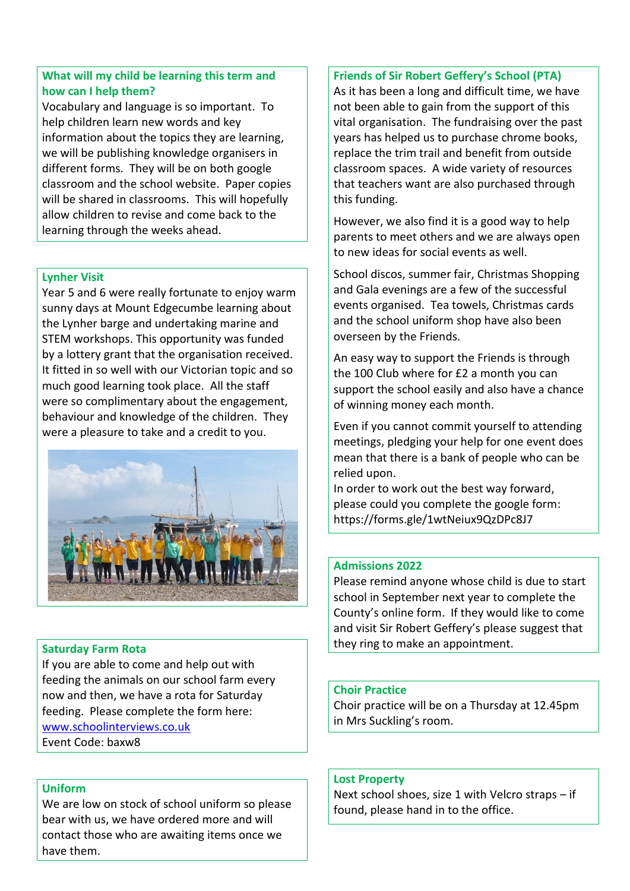## What will my child be learning this term and how can I help them?

Vocabulary and language is so important. To help children learn new words and key information about the topics they are learning, we will be publishing knowledge organisers in different forms. They will be on both google classroom and the school website. Paper copies will be shared in classrooms. This will hopefully allow children to revise and come back to the learning through the weeks ahead.

## Lynher Visit

Year 5 and 6 were really fortunate to enjoy warm sunny days at Mount Edgecumbe learning about the Lynher barge and undertaking marine and STEM workshops. This opportunity was funded by a lottery grant that the organisation received. It fitted in so well with our Victorian topic and so much good learning took place. All the staff were so complimentary about the engagement, behaviour and knowledge of the children. They were a pleasure to take and a credit to you.

## Saturday Farm Rota

If you are able to come and help out with feeding the animals on our school farm every now and then, we have a rota for Saturday feeding. Please complete the form here: [www.schoolinterviews.co.uk](www.schoolinterviews.co.uk)
Event Code: baxw8

## Uniform

We are low on stock of school uniform so please bear with us, we have ordered more and will contact those who are awaiting items once we have them.

## Friends of Sir Robert Geffery's School (PTA)

As it has been a long and difficult time, we have not been able to gain from the support of this vital organisation. The fundraising over the past years has helped us to purchase chrome books, replace the trim trail and benefit from outside classroom spaces. A wide variety of resources that teachers want are also purchased through this funding.

However, we also find it is a good way to help parents to meet others and we are always open to new ideas for social events as well.

School discos, summer fair, Christmas Shopping and Gala evenings are a few of the successful events organised. Tea towels, Christmas cards and the school uniform shop have also been overseen by the Friends.

An easy way to support the Friends is through the 100 Club where for £2 a month you can support the school easily and also have a chance of winning money each month.

Even if you cannot commit yourself to attending meetings, pledging your help for one event does mean that there is a bank of people who can be relied upon.
In order to work out the best way forward, please could you complete the google form: https://forms.gle/1wtNeiux9QzDPc8J7

## Admissions 2022

Please remind anyone whose child is due to start school in September next year to complete the County's online form. If they would like to come and visit Sir Robert Geffery's please suggest that they ring to make an appointment.

## Choir Practice

Choir practice will be on a Thursday at 12.45pm in Mrs Suckling's room.

## Lost Property

Next school shoes, size 1 with Velcro straps – if found, please hand in to the office.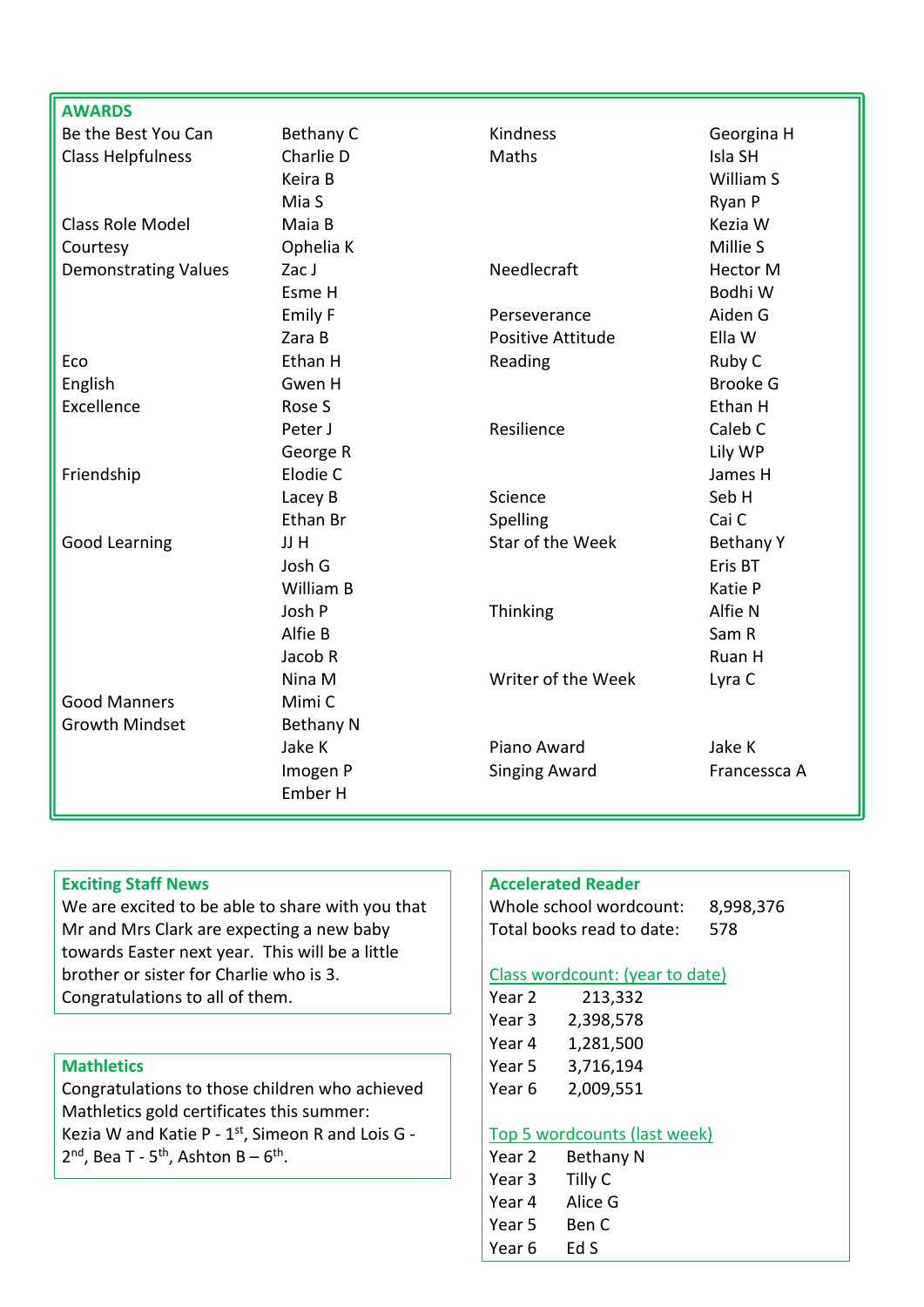## AWARDS

| Award | Name(s) | Award | Name(s) |
|---|---|---|---|
| Be the Best You Can | Bethany C | Kindness | Georgina H |
| Class Helpfulness | Charlie D | Maths | Isla SH |
| | Keira B | | William S |
| | Mia S | | Ryan P |
| Class Role Model | Maia B | | Kezia W |
| Courtesy | Ophelia K | | Millie S |
| Demonstrating Values | Zac J | Needlecraft | Hector M |
| | Esme H | | Bodhi W |
| | Emily F | Perseverance | Aiden G |
| | Zara B | Positive Attitude | Ella W |
| Eco | Ethan H | Reading | Ruby C |
| English | Gwen H | | Brooke G |
| Excellence | Rose S | | Ethan H |
| | Peter J | Resilience | Caleb C |
| | George R | | Lily WP |
| Friendship | Elodie C | | James H |
| | Lacey B | Science | Seb H |
| | Ethan Br | Spelling | Cai C |
| Good Learning | JJ H | Star of the Week | Bethany Y |
| | Josh G | | Eris BT |
| | William B | | Katie P |
| | Josh P | Thinking | Alfie N |
| | Alfie B | | Sam R |
| | Jacob R | | Ruan H |
| | Nina M | Writer of the Week | Lyra C |
| Good Manners | Mimi C | | |
| Growth Mindset | Bethany N | | |
| | Jake K | Piano Award | Jake K |
| | Imogen P | Singing Award | Francessca A |
| | Ember H | | |

## Exciting Staff News

We are excited to be able to share with you that Mr and Mrs Clark are expecting a new baby towards Easter next year. This will be a little brother or sister for Charlie who is 3. Congratulations to all of them.

## Mathletics

Congratulations to those children who achieved Mathletics gold certificates this summer: Kezia W and Katie P - 1st, Simeon R and Lois G - 2nd, Bea T - 5th, Ashton B – 6th.

## Accelerated Reader

Whole school wordcount: 8,998,376
Total books read to date: 578

Class wordcount: (year to date)

| Year | Wordcount |
|---|---|
| Year 2 | 213,332 |
| Year 3 | 2,398,578 |
| Year 4 | 1,281,500 |
| Year 5 | 3,716,194 |
| Year 6 | 2,009,551 |

Top 5 wordcounts (last week)

| Year | Name |
|---|---|
| Year 2 | Bethany N |
| Year 3 | Tilly C |
| Year 4 | Alice G |
| Year 5 | Ben C |
| Year 6 | Ed S |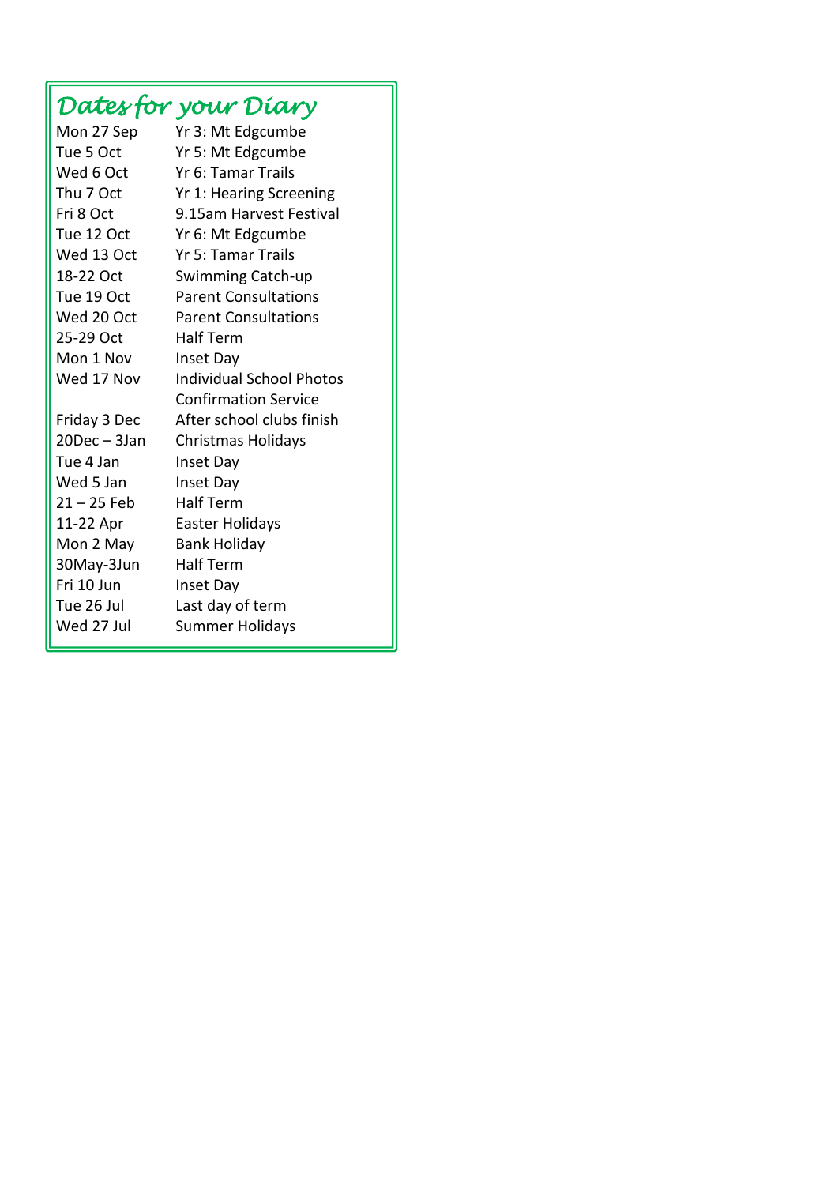## *Dates for your Diary*

| | |
|---|---|
| Mon 27 Sep | Yr 3: Mt Edgcumbe |
| Tue 5 Oct | Yr 5: Mt Edgcumbe |
| Wed 6 Oct | Yr 6: Tamar Trails |
| Thu 7 Oct | Yr 1: Hearing Screening |
| Fri 8 Oct | 9.15am Harvest Festival |
| Tue 12 Oct | Yr 6: Mt Edgcumbe |
| Wed 13 Oct | Yr 5: Tamar Trails |
| 18-22 Oct | Swimming Catch-up |
| Tue 19 Oct | Parent Consultations |
| Wed 20 Oct | Parent Consultations |
| 25-29 Oct | Half Term |
| Mon 1 Nov | Inset Day |
| Wed 17 Nov | Individual School Photos |
| | Confirmation Service |
| Friday 3 Dec | After school clubs finish |
| 20Dec – 3Jan | Christmas Holidays |
| Tue 4 Jan | Inset Day |
| Wed 5 Jan | Inset Day |
| 21 – 25 Feb | Half Term |
| 11-22 Apr | Easter Holidays |
| Mon 2 May | Bank Holiday |
| 30May-3Jun | Half Term |
| Fri 10 Jun | Inset Day |
| Tue 26 Jul | Last day of term |
| Wed 27 Jul | Summer Holidays |